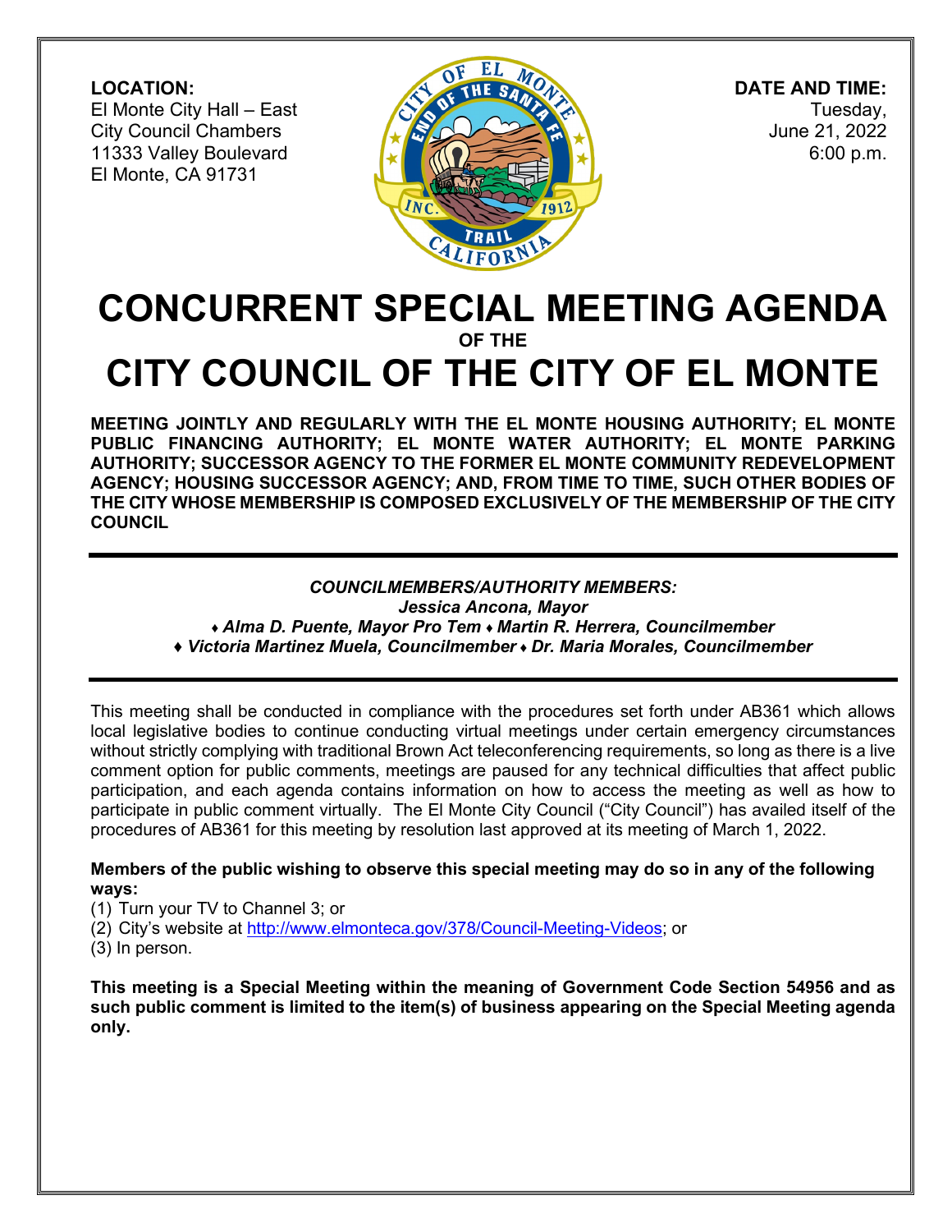**LOCATION:**
El Monte City Hall – East
City Council Chambers
11333 Valley Boulevard
El Monte, CA 91731

**DATE AND TIME:**
Tuesday,
June 21, 2022
6:00 p.m.

# CONCURRENT SPECIAL MEETING AGENDA

**OF THE**

# CITY COUNCIL OF THE CITY OF EL MONTE

**MEETING JOINTLY AND REGULARLY WITH THE EL MONTE HOUSING AUTHORITY; EL MONTE PUBLIC FINANCING AUTHORITY; EL MONTE WATER AUTHORITY; EL MONTE PARKING AUTHORITY; SUCCESSOR AGENCY TO THE FORMER EL MONTE COMMUNITY REDEVELOPMENT AGENCY; HOUSING SUCCESSOR AGENCY; AND, FROM TIME TO TIME, SUCH OTHER BODIES OF THE CITY WHOSE MEMBERSHIP IS COMPOSED EXCLUSIVELY OF THE MEMBERSHIP OF THE CITY COUNCIL**

---

***COUNCILMEMBERS/AUTHORITY MEMBERS:***
***Jessica Ancona, Mayor***
***♦ Alma D. Puente, Mayor Pro Tem ♦ Martin R. Herrera, Councilmember***
***♦ Victoria Martinez Muela, Councilmember ♦ Dr. Maria Morales, Councilmember***

---

This meeting shall be conducted in compliance with the procedures set forth under AB361 which allows local legislative bodies to continue conducting virtual meetings under certain emergency circumstances without strictly complying with traditional Brown Act teleconferencing requirements, so long as there is a live comment option for public comments, meetings are paused for any technical difficulties that affect public participation, and each agenda contains information on how to access the meeting as well as how to participate in public comment virtually. The El Monte City Council ("City Council") has availed itself of the procedures of AB361 for this meeting by resolution last approved at its meeting of March 1, 2022.

**Members of the public wishing to observe this special meeting may do so in any of the following ways:**

(1) Turn your TV to Channel 3; or
(2) City's website at http://www.elmonteca.gov/378/Council-Meeting-Videos; or
(3) In person.

**This meeting is a Special Meeting within the meaning of Government Code Section 54956 and as such public comment is limited to the item(s) of business appearing on the Special Meeting agenda only.**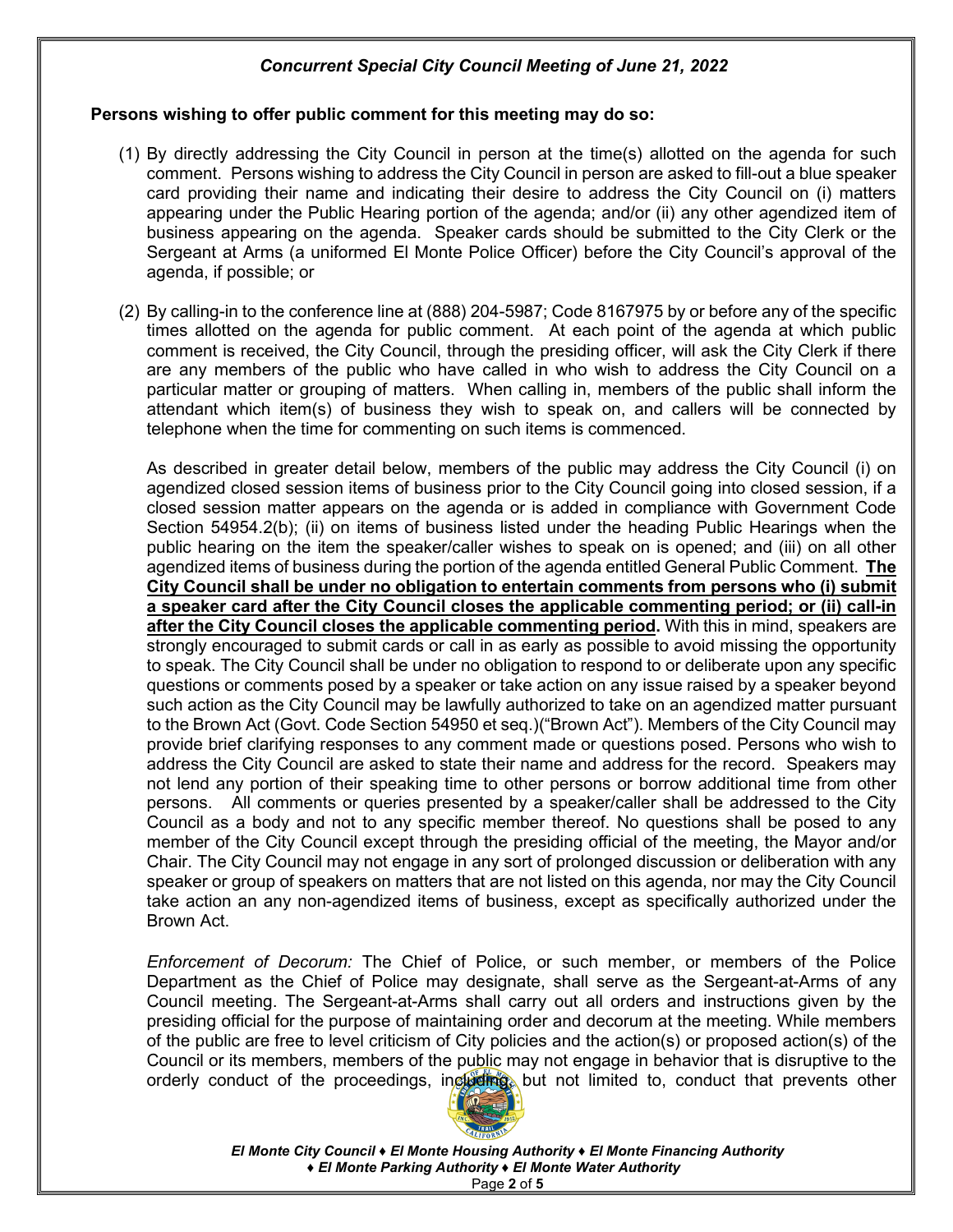**Persons wishing to offer public comment for this meeting may do so:**

(1) By directly addressing the City Council in person at the time(s) allotted on the agenda for such comment. Persons wishing to address the City Council in person are asked to fill-out a blue speaker card providing their name and indicating their desire to address the City Council on (i) matters appearing under the Public Hearing portion of the agenda; and/or (ii) any other agendized item of business appearing on the agenda. Speaker cards should be submitted to the City Clerk or the Sergeant at Arms (a uniformed El Monte Police Officer) before the City Council's approval of the agenda, if possible; or

(2) By calling-in to the conference line at (888) 204-5987; Code 8167975 by or before any of the specific times allotted on the agenda for public comment. At each point of the agenda at which public comment is received, the City Council, through the presiding officer, will ask the City Clerk if there are any members of the public who have called in who wish to address the City Council on a particular matter or grouping of matters. When calling in, members of the public shall inform the attendant which item(s) of business they wish to speak on, and callers will be connected by telephone when the time for commenting on such items is commenced.

As described in greater detail below, members of the public may address the City Council (i) on agendized closed session items of business prior to the City Council going into closed session, if a closed session matter appears on the agenda or is added in compliance with Government Code Section 54954.2(b); (ii) on items of business listed under the heading Public Hearings when the public hearing on the item the speaker/caller wishes to speak on is opened; and (iii) on all other agendized items of business during the portion of the agenda entitled General Public Comment. **The City Council shall be under no obligation to entertain comments from persons who (i) submit a speaker card after the City Council closes the applicable commenting period; or (ii) call-in after the City Council closes the applicable commenting period.** With this in mind, speakers are strongly encouraged to submit cards or call in as early as possible to avoid missing the opportunity to speak. The City Council shall be under no obligation to respond to or deliberate upon any specific questions or comments posed by a speaker or take action on any issue raised by a speaker beyond such action as the City Council may be lawfully authorized to take on an agendized matter pursuant to the Brown Act (Govt. Code Section 54950 et seq.)("Brown Act"). Members of the City Council may provide brief clarifying responses to any comment made or questions posed. Persons who wish to address the City Council are asked to state their name and address for the record. Speakers may not lend any portion of their speaking time to other persons or borrow additional time from other persons. All comments or queries presented by a speaker/caller shall be addressed to the City Council as a body and not to any specific member thereof. No questions shall be posed to any member of the City Council except through the presiding official of the meeting, the Mayor and/or Chair. The City Council may not engage in any sort of prolonged discussion or deliberation with any speaker or group of speakers on matters that are not listed on this agenda, nor may the City Council take action an any non-agendized items of business, except as specifically authorized under the Brown Act.

*Enforcement of Decorum:* The Chief of Police, or such member, or members of the Police Department as the Chief of Police may designate, shall serve as the Sergeant-at-Arms of any Council meeting. The Sergeant-at-Arms shall carry out all orders and instructions given by the presiding official for the purpose of maintaining order and decorum at the meeting. While members of the public are free to level criticism of City policies and the action(s) or proposed action(s) of the Council or its members, members of the public may not engage in behavior that is disruptive to the orderly conduct of the proceedings, including, but not limited to, conduct that prevents other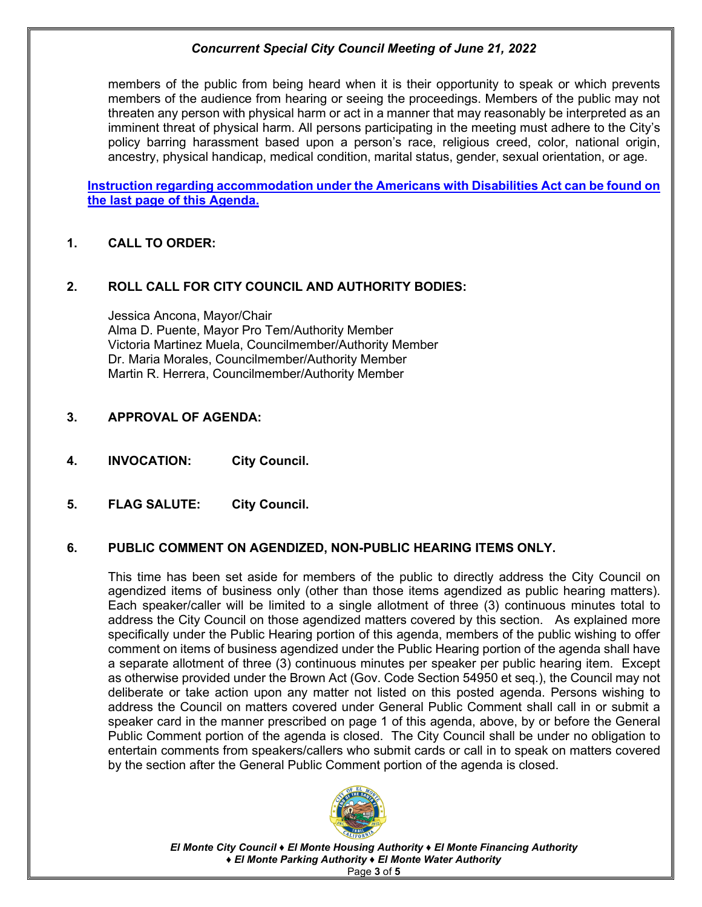members of the public from being heard when it is their opportunity to speak or which prevents members of the audience from hearing or seeing the proceedings. Members of the public may not threaten any person with physical harm or act in a manner that may reasonably be interpreted as an imminent threat of physical harm. All persons participating in the meeting must adhere to the City's policy barring harassment based upon a person's race, religious creed, color, national origin, ancestry, physical handicap, medical condition, marital status, gender, sexual orientation, or age.

**Instruction regarding accommodation under the Americans with Disabilities Act can be found on the last page of this Agenda.**

## 1. CALL TO ORDER:

## 2. ROLL CALL FOR CITY COUNCIL AND AUTHORITY BODIES:

Jessica Ancona, Mayor/Chair
Alma D. Puente, Mayor Pro Tem/Authority Member
Victoria Martinez Muela, Councilmember/Authority Member
Dr. Maria Morales, Councilmember/Authority Member
Martin R. Herrera, Councilmember/Authority Member

## 3. APPROVAL OF AGENDA:

## 4. INVOCATION: City Council.

## 5. FLAG SALUTE: City Council.

## 6. PUBLIC COMMENT ON AGENDIZED, NON-PUBLIC HEARING ITEMS ONLY.

This time has been set aside for members of the public to directly address the City Council on agendized items of business only (other than those items agendized as public hearing matters). Each speaker/caller will be limited to a single allotment of three (3) continuous minutes total to address the City Council on those agendized matters covered by this section. As explained more specifically under the Public Hearing portion of this agenda, members of the public wishing to offer comment on items of business agendized under the Public Hearing portion of the agenda shall have a separate allotment of three (3) continuous minutes per speaker per public hearing item. Except as otherwise provided under the Brown Act (Gov. Code Section 54950 et seq.), the Council may not deliberate or take action upon any matter not listed on this posted agenda. Persons wishing to address the Council on matters covered under General Public Comment shall call in or submit a speaker card in the manner prescribed on page 1 of this agenda, above, by or before the General Public Comment portion of the agenda is closed. The City Council shall be under no obligation to entertain comments from speakers/callers who submit cards or call in to speak on matters covered by the section after the General Public Comment portion of the agenda is closed.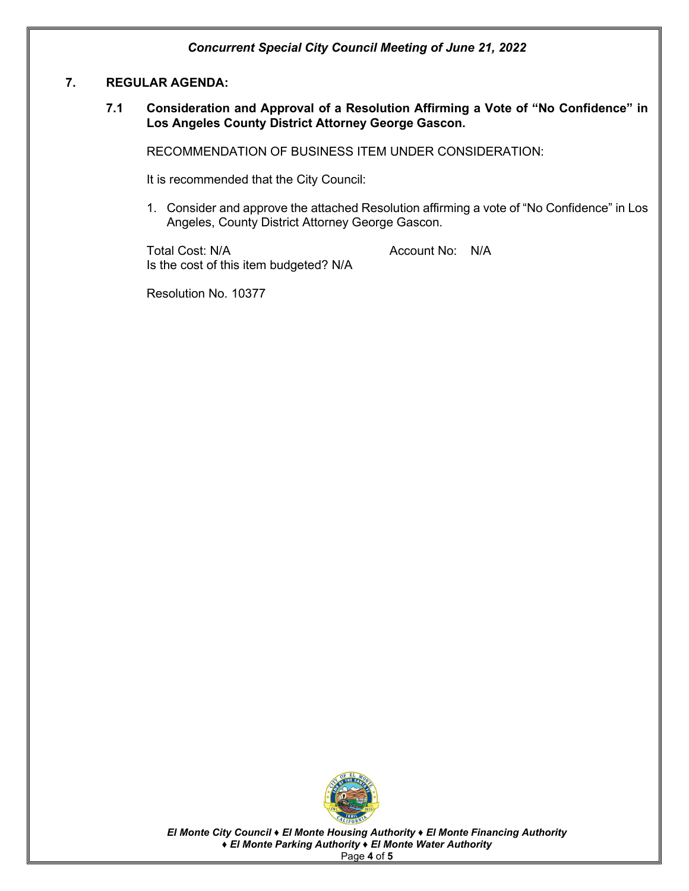## 7. REGULAR AGENDA:

### 7.1 Consideration and Approval of a Resolution Affirming a Vote of "No Confidence" in Los Angeles County District Attorney George Gascon.

RECOMMENDATION OF BUSINESS ITEM UNDER CONSIDERATION:

It is recommended that the City Council:

1. Consider and approve the attached Resolution affirming a vote of "No Confidence" in Los Angeles, County District Attorney George Gascon.

Total Cost: N/A Account No: N/A
Is the cost of this item budgeted? N/A

Resolution No. 10377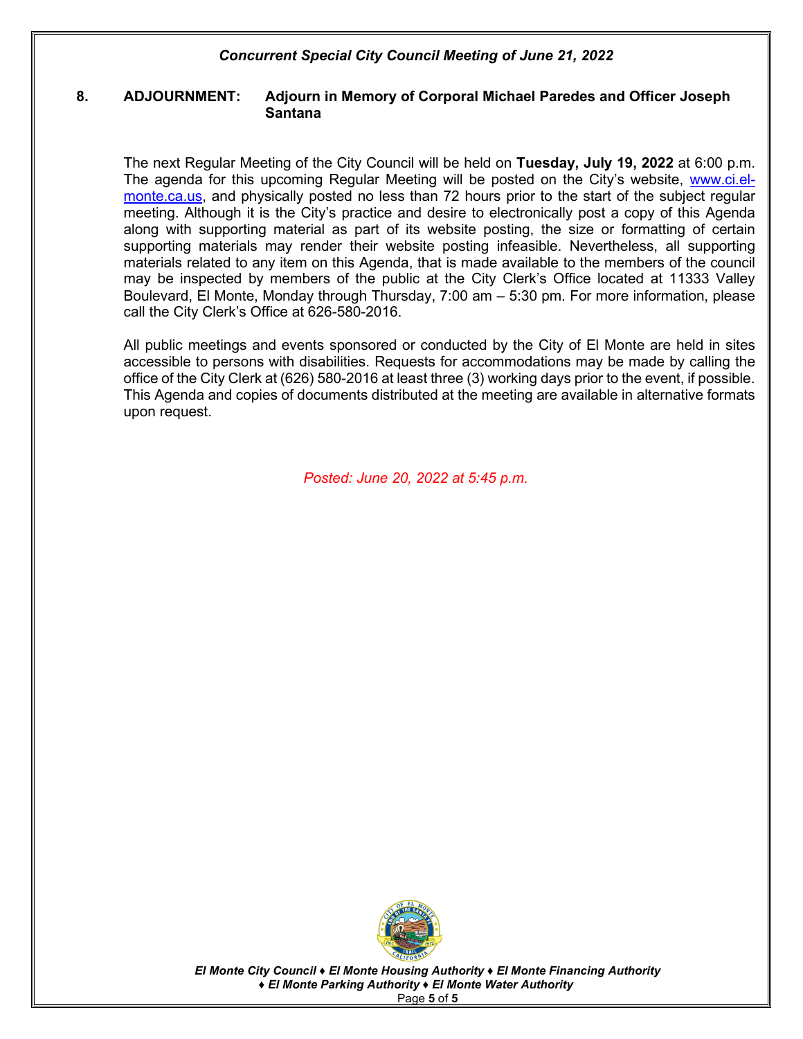**8. ADJOURNMENT: Adjourn in Memory of Corporal Michael Paredes and Officer Joseph Santana**

The next Regular Meeting of the City Council will be held on **Tuesday, July 19, 2022** at 6:00 p.m. The agenda for this upcoming Regular Meeting will be posted on the City's website, [www.ci.el-monte.ca.us](www.ci.el-monte.ca.us), and physically posted no less than 72 hours prior to the start of the subject regular meeting. Although it is the City's practice and desire to electronically post a copy of this Agenda along with supporting material as part of its website posting, the size or formatting of certain supporting materials may render their website posting infeasible. Nevertheless, all supporting materials related to any item on this Agenda, that is made available to the members of the council may be inspected by members of the public at the City Clerk's Office located at 11333 Valley Boulevard, El Monte, Monday through Thursday, 7:00 am – 5:30 pm. For more information, please call the City Clerk's Office at 626-580-2016.

All public meetings and events sponsored or conducted by the City of El Monte are held in sites accessible to persons with disabilities. Requests for accommodations may be made by calling the office of the City Clerk at (626) 580-2016 at least three (3) working days prior to the event, if possible. This Agenda and copies of documents distributed at the meeting are available in alternative formats upon request.

*Posted: June 20, 2022 at 5:45 p.m.*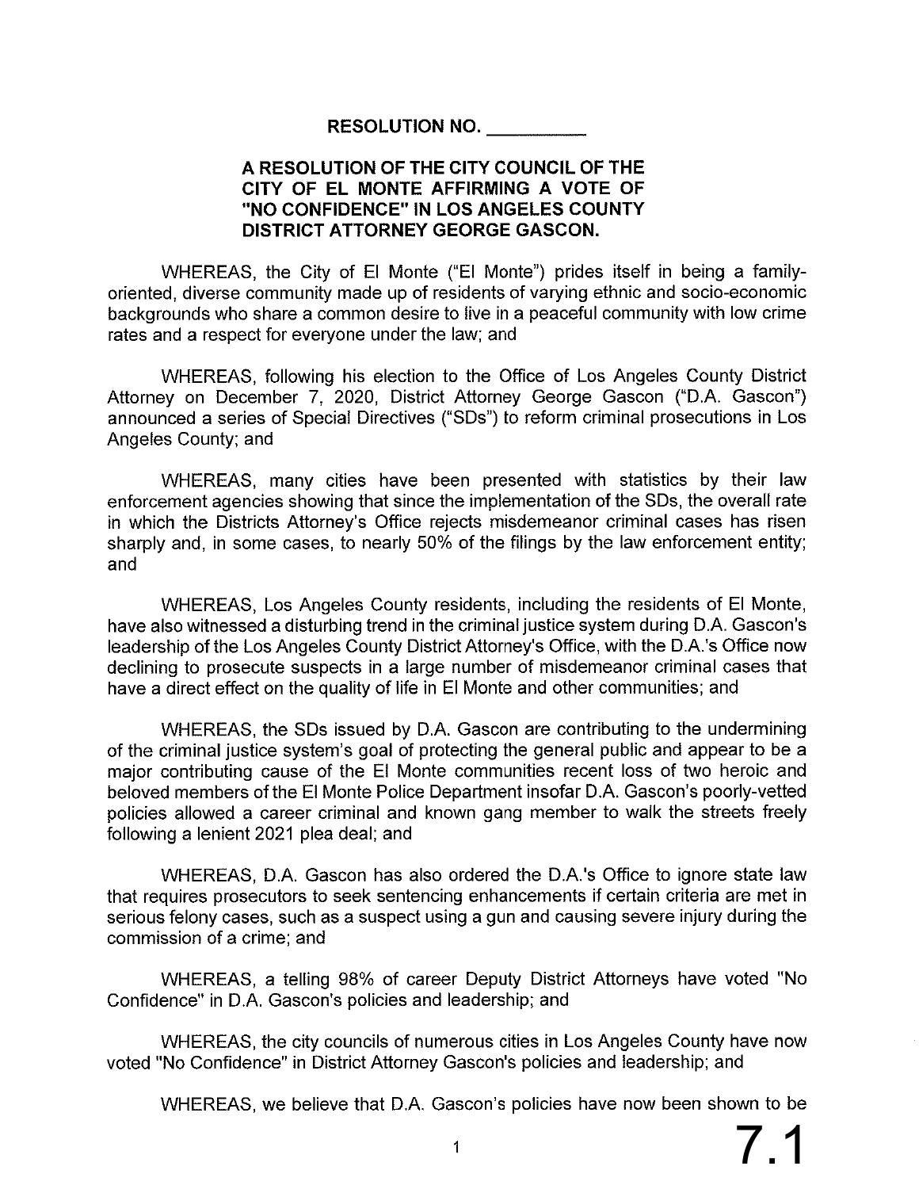**RESOLUTION NO. __________**

**A RESOLUTION OF THE CITY COUNCIL OF THE CITY OF EL MONTE AFFIRMING A VOTE OF "NO CONFIDENCE" IN LOS ANGELES COUNTY DISTRICT ATTORNEY GEORGE GASCON.**

WHEREAS, the City of El Monte ("El Monte") prides itself in being a family-oriented, diverse community made up of residents of varying ethnic and socio-economic backgrounds who share a common desire to live in a peaceful community with low crime rates and a respect for everyone under the law; and

WHEREAS, following his election to the Office of Los Angeles County District Attorney on December 7, 2020, District Attorney George Gascon ("D.A. Gascon") announced a series of Special Directives ("SDs") to reform criminal prosecutions in Los Angeles County; and

WHEREAS, many cities have been presented with statistics by their law enforcement agencies showing that since the implementation of the SDs, the overall rate in which the Districts Attorney's Office rejects misdemeanor criminal cases has risen sharply and, in some cases, to nearly 50% of the filings by the law enforcement entity; and

WHEREAS, Los Angeles County residents, including the residents of El Monte, have also witnessed a disturbing trend in the criminal justice system during D.A. Gascon's leadership of the Los Angeles County District Attorney's Office, with the D.A.'s Office now declining to prosecute suspects in a large number of misdemeanor criminal cases that have a direct effect on the quality of life in El Monte and other communities; and

WHEREAS, the SDs issued by D.A. Gascon are contributing to the undermining of the criminal justice system's goal of protecting the general public and appear to be a major contributing cause of the El Monte communities recent loss of two heroic and beloved members of the El Monte Police Department insofar D.A. Gascon's poorly-vetted policies allowed a career criminal and known gang member to walk the streets freely following a lenient 2021 plea deal; and

WHEREAS, D.A. Gascon has also ordered the D.A.'s Office to ignore state law that requires prosecutors to seek sentencing enhancements if certain criteria are met in serious felony cases, such as a suspect using a gun and causing severe injury during the commission of a crime; and

WHEREAS, a telling 98% of career Deputy District Attorneys have voted "No Confidence" in D.A. Gascon's policies and leadership; and

WHEREAS, the city councils of numerous cities in Los Angeles County have now voted "No Confidence" in District Attorney Gascon's policies and leadership; and

WHEREAS, we believe that D.A. Gascon's policies have now been shown to be

7.1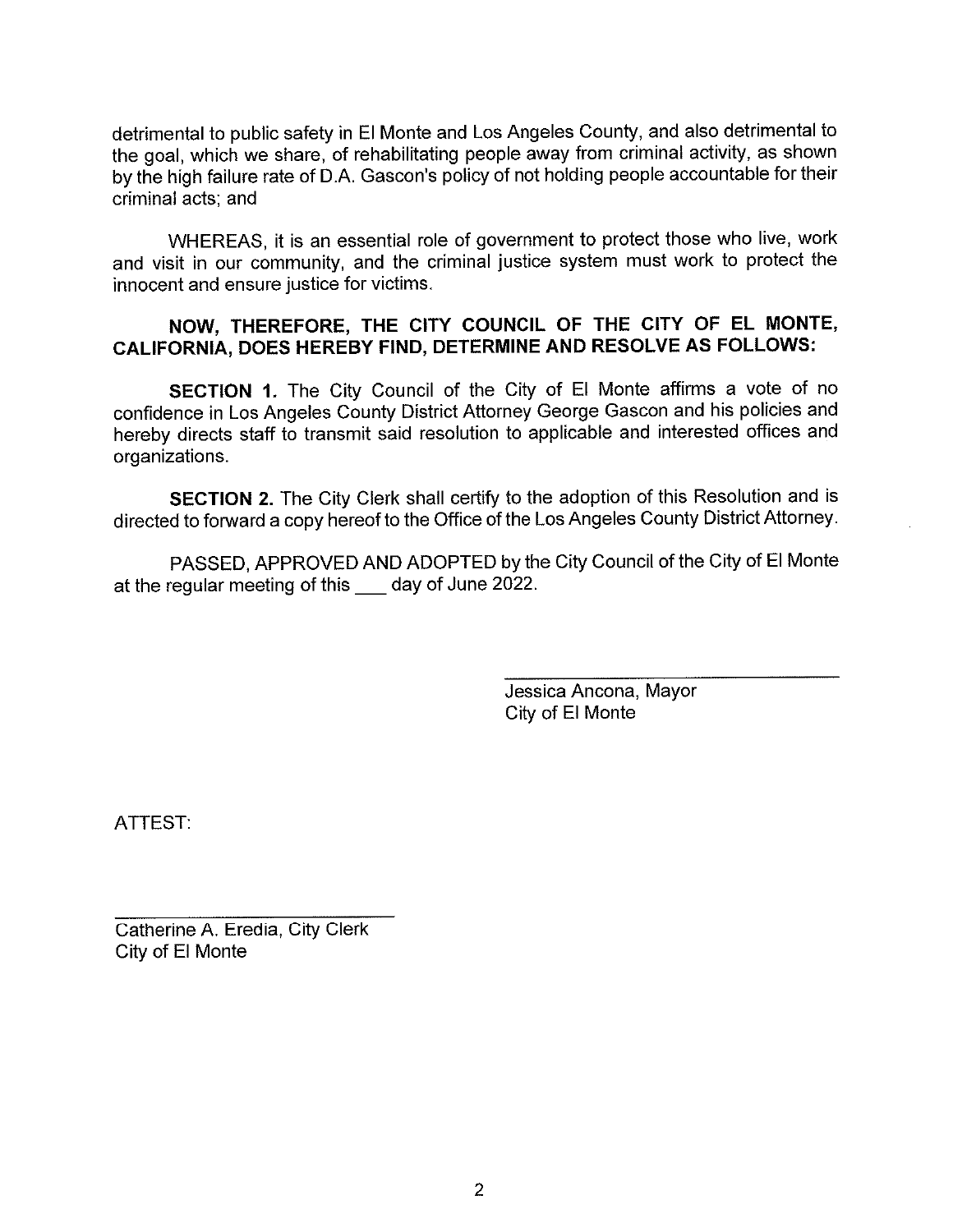detrimental to public safety in El Monte and Los Angeles County, and also detrimental to the goal, which we share, of rehabilitating people away from criminal activity, as shown by the high failure rate of D.A. Gascon's policy of not holding people accountable for their criminal acts; and

WHEREAS, it is an essential role of government to protect those who live, work and visit in our community, and the criminal justice system must work to protect the innocent and ensure justice for victims.

**NOW, THEREFORE, THE CITY COUNCIL OF THE CITY OF EL MONTE, CALIFORNIA, DOES HEREBY FIND, DETERMINE AND RESOLVE AS FOLLOWS:**

**SECTION 1.** The City Council of the City of El Monte affirms a vote of no confidence in Los Angeles County District Attorney George Gascon and his policies and hereby directs staff to transmit said resolution to applicable and interested offices and organizations.

**SECTION 2.** The City Clerk shall certify to the adoption of this Resolution and is directed to forward a copy hereof to the Office of the Los Angeles County District Attorney.

PASSED, APPROVED AND ADOPTED by the City Council of the City of El Monte at the regular meeting of this ___ day of June 2022.

\_\_\_\_\_\_\_\_\_\_\_\_\_\_\_\_\_\_\_\_\_\_\_\_\_\_\_\_\_\_
Jessica Ancona, Mayor
City of El Monte

ATTEST:

\_\_\_\_\_\_\_\_\_\_\_\_\_\_\_\_\_\_\_\_\_\_\_\_\_\_\_\_\_\_
Catherine A. Eredia, City Clerk
City of El Monte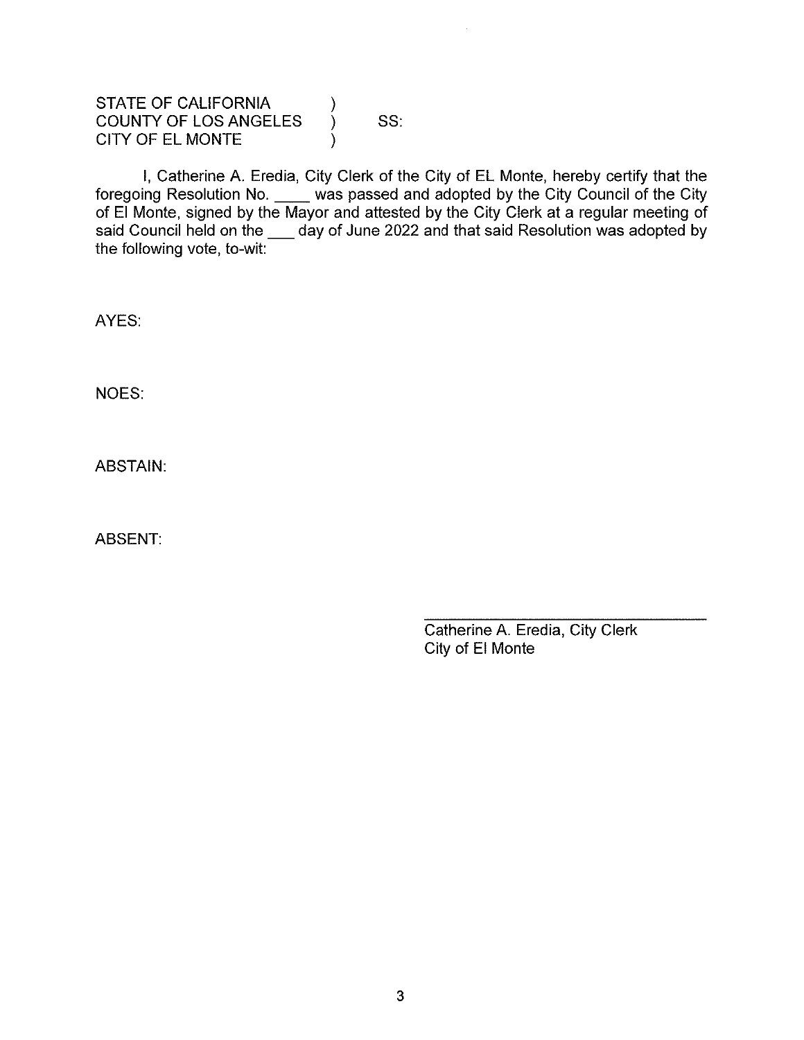STATE OF CALIFORNIA )
COUNTY OF LOS ANGELES ) SS:
CITY OF EL MONTE )

I, Catherine A. Eredia, City Clerk of the City of EL Monte, hereby certify that the foregoing Resolution No. ____ was passed and adopted by the City Council of the City of El Monte, signed by the Mayor and attested by the City Clerk at a regular meeting of said Council held on the ___ day of June 2022 and that said Resolution was adopted by the following vote, to-wit:

AYES:

NOES:

ABSTAIN:

ABSENT:

\_\_\_\_\_\_\_\_\_\_\_\_\_\_\_\_\_\_\_\_\_\_\_\_\_\_\_\_\_\_\_\_

Catherine A. Eredia, City Clerk
City of El Monte